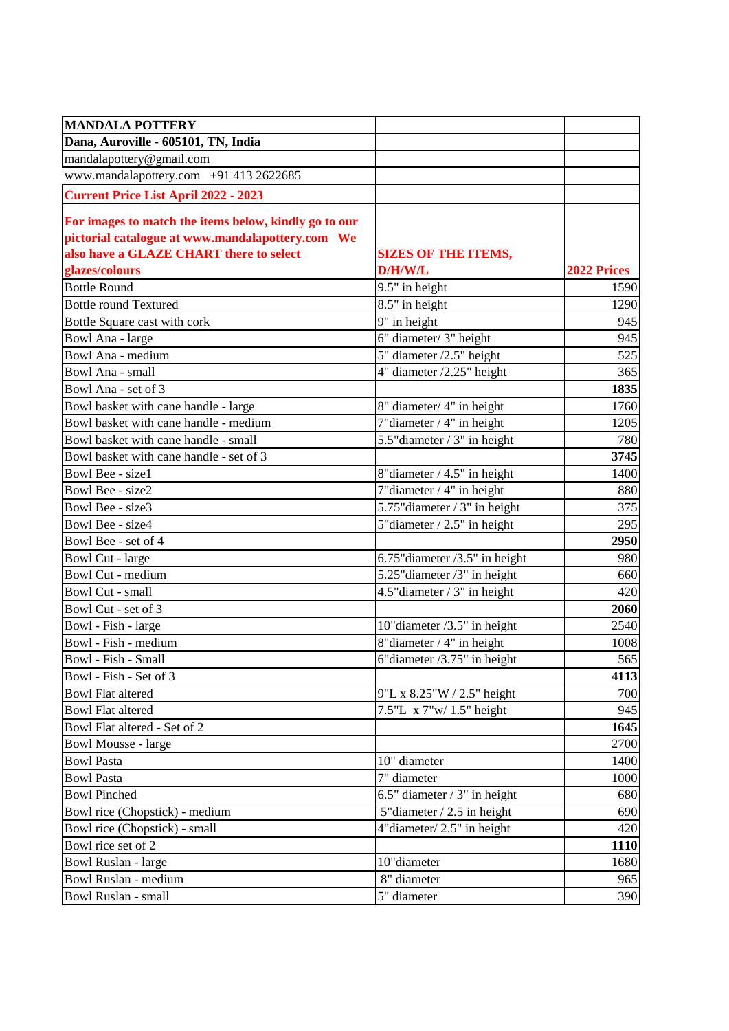| **MANDALA POTTERY** | | |
|---|---|---|
| **Dana, Auroville - 605101, TN, India** | | |
| mandalapottery@gmail.com | | |
| www.mandalapottery.com +91 413 2622685 | | |
| **Current Price List April 2022 - 2023** | | |
| **For images to match the items below, kindly go to our pictorial catalogue at www.mandalapottery.com We also have a GLAZE CHART there to select glazes/colours** | **SIZES OF THE ITEMS, D/H/W/L** | **2022 Prices** |
| Bottle Round | 9.5" in height | 1590 |
| Bottle round Textured | 8.5" in height | 1290 |
| Bottle Square cast with cork | 9" in height | 945 |
| Bowl Ana - large | 6" diameter/ 3" height | 945 |
| Bowl Ana - medium | 5" diameter /2.5" height | 525 |
| Bowl Ana - small | 4" diameter /2.25" height | 365 |
| Bowl Ana - set of 3 | | **1835** |
| Bowl basket with cane handle - large | 8" diameter/ 4" in height | 1760 |
| Bowl basket with cane handle - medium | 7"diameter / 4" in height | 1205 |
| Bowl basket with cane handle - small | 5.5"diameter / 3" in height | 780 |
| Bowl basket with cane handle - set of 3 | | **3745** |
| Bowl Bee - size1 | 8"diameter / 4.5" in height | 1400 |
| Bowl Bee - size2 | 7"diameter / 4" in height | 880 |
| Bowl Bee - size3 | 5.75"diameter / 3" in height | 375 |
| Bowl Bee - size4 | 5"diameter / 2.5" in height | 295 |
| Bowl Bee - set of 4 | | **2950** |
| Bowl Cut - large | 6.75"diameter /3.5" in height | 980 |
| Bowl Cut - medium | 5.25"diameter /3" in height | 660 |
| Bowl Cut - small | 4.5"diameter / 3" in height | 420 |
| Bowl Cut - set of 3 | | **2060** |
| Bowl - Fish - large | 10"diameter /3.5" in height | 2540 |
| Bowl - Fish - medium | 8"diameter / 4" in height | 1008 |
| Bowl - Fish - Small | 6"diameter /3.75" in height | 565 |
| Bowl - Fish - Set of 3 | | **4113** |
| Bowl Flat altered | 9"L x 8.25"W / 2.5" height | 700 |
| Bowl Flat altered | 7.5"L x 7"w/ 1.5" height | 945 |
| Bowl Flat altered - Set of 2 | | **1645** |
| Bowl Mousse - large | | 2700 |
| Bowl Pasta | 10" diameter | 1400 |
| Bowl Pasta | 7" diameter | 1000 |
| Bowl Pinched | 6.5" diameter / 3" in height | 680 |
| Bowl rice (Chopstick) - medium | 5"diameter / 2.5 in height | 690 |
| Bowl rice (Chopstick) - small | 4"diameter/ 2.5" in height | 420 |
| Bowl rice set of 2 | | **1110** |
| Bowl Ruslan - large | 10"diameter | 1680 |
| Bowl Ruslan - medium | 8" diameter | 965 |
| Bowl Ruslan - small | 5" diameter | 390 |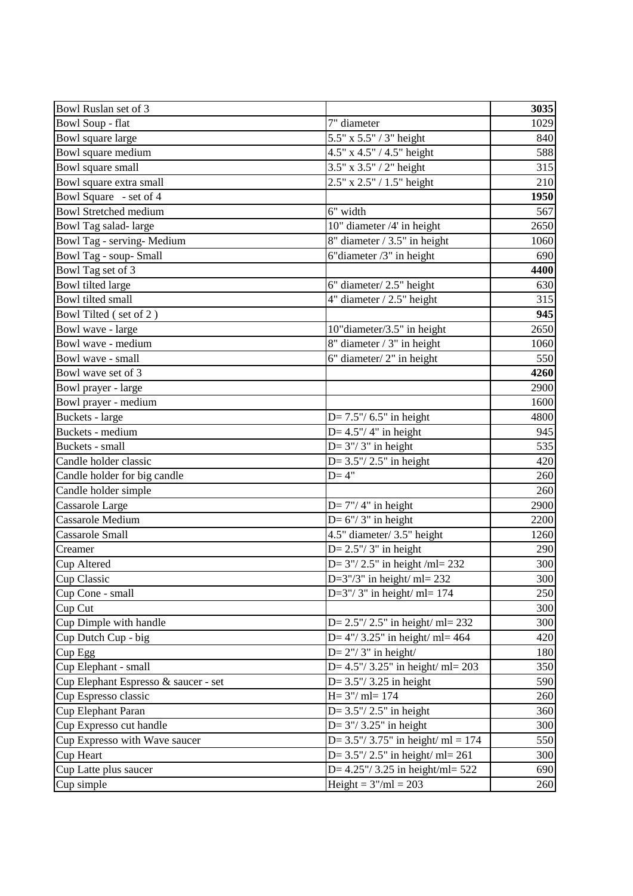| Bowl Ruslan set of 3 | | **3035** |
|---|---|---|
| Bowl Soup - flat | 7" diameter | 1029 |
| Bowl square large | 5.5" x 5.5" / 3" height | 840 |
| Bowl square medium | 4.5" x 4.5" / 4.5" height | 588 |
| Bowl square small | 3.5" x 3.5" / 2" height | 315 |
| Bowl square extra small | 2.5" x 2.5" / 1.5" height | 210 |
| Bowl Square - set of 4 | | **1950** |
| Bowl Stretched medium | 6" width | 567 |
| Bowl Tag salad- large | 10" diameter /4' in height | 2650 |
| Bowl Tag - serving- Medium | 8" diameter / 3.5" in height | 1060 |
| Bowl Tag - soup- Small | 6"diameter /3" in height | 690 |
| Bowl Tag set of 3 | | **4400** |
| Bowl tilted large | 6" diameter/ 2.5" height | 630 |
| Bowl tilted small | 4" diameter / 2.5" height | 315 |
| Bowl Tilted ( set of 2 ) | | **945** |
| Bowl wave - large | 10"diameter/3.5" in height | 2650 |
| Bowl wave - medium | 8" diameter / 3" in height | 1060 |
| Bowl wave - small | 6" diameter/ 2" in height | 550 |
| Bowl wave set of 3 | | **4260** |
| Bowl prayer - large | | 2900 |
| Bowl prayer - medium | | 1600 |
| Buckets - large | D= 7.5"/ 6.5" in height | 4800 |
| Buckets - medium | D= 4.5"/ 4" in height | 945 |
| Buckets - small | D= 3"/ 3" in height | 535 |
| Candle holder classic | D= 3.5"/ 2.5" in height | 420 |
| Candle holder for big candle | D= 4" | 260 |
| Candle holder simple | | 260 |
| Cassarole Large | D= 7"/ 4" in height | 2900 |
| Cassarole Medium | D= 6"/ 3" in height | 2200 |
| Cassarole Small | 4.5" diameter/ 3.5" height | 1260 |
| Creamer | D= 2.5"/ 3" in height | 290 |
| Cup Altered | D= 3"/ 2.5" in height /ml= 232 | 300 |
| Cup Classic | D=3"/3" in height/ ml= 232 | 300 |
| Cup Cone - small | D=3"/ 3" in height/ ml= 174 | 250 |
| Cup Cut | | 300 |
| Cup Dimple with handle | D= 2.5"/ 2.5" in height/ ml= 232 | 300 |
| Cup Dutch Cup - big | D= 4"/ 3.25" in height/ ml= 464 | 420 |
| Cup Egg | D= 2"/ 3" in height/ | 180 |
| Cup Elephant - small | D= 4.5"/ 3.25" in height/ ml= 203 | 350 |
| Cup Elephant Espresso & saucer - set | D= 3.5"/ 3.25 in height | 590 |
| Cup Espresso classic | H= 3"/ ml= 174 | 260 |
| Cup Elephant Paran | D= 3.5"/ 2.5" in height | 360 |
| Cup Expresso cut handle | D= 3"/ 3.25" in height | 300 |
| Cup Expresso with Wave saucer | D= 3.5"/ 3.75" in height/ ml = 174 | 550 |
| Cup Heart | D= 3.5"/ 2.5" in height/ ml= 261 | 300 |
| Cup Latte plus saucer | D= 4.25"/ 3.25 in height/ml= 522 | 690 |
| Cup simple | Height = 3"/ml = 203 | 260 |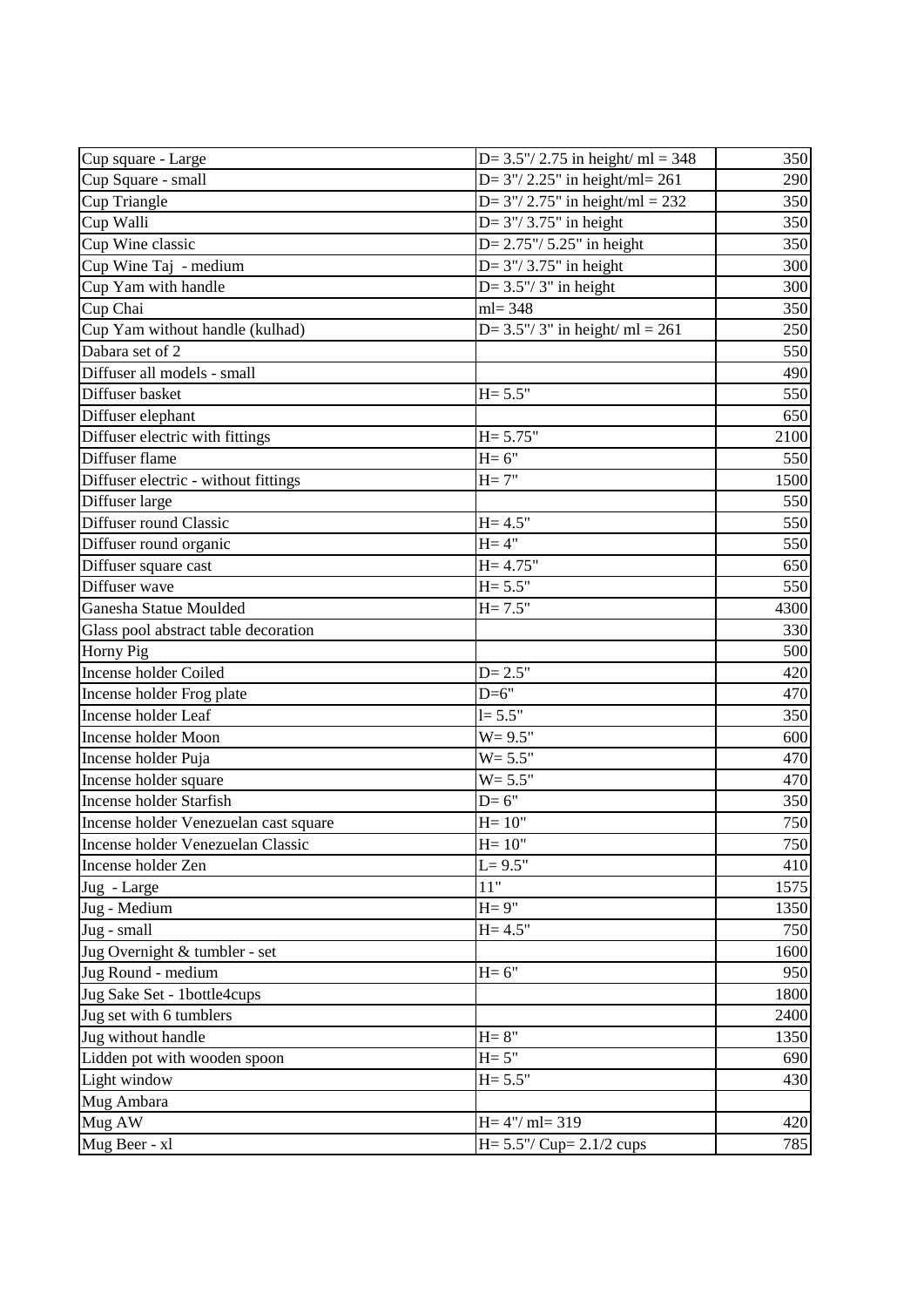| Cup square - Large | D= 3.5"/ 2.75 in height/ ml = 348 | 350 |
|---|---|---|
| Cup Square - small | D= 3"/ 2.25" in height/ml= 261 | 290 |
| Cup Triangle | D= 3"/ 2.75" in height/ml = 232 | 350 |
| Cup Walli | D= 3"/ 3.75" in height | 350 |
| Cup Wine classic | D= 2.75"/ 5.25" in height | 350 |
| Cup Wine Taj - medium | D= 3"/ 3.75" in height | 300 |
| Cup Yam with handle | D= 3.5"/ 3" in height | 300 |
| Cup Chai | ml= 348 | 350 |
| Cup Yam without handle (kulhad) | D= 3.5"/ 3" in height/ ml = 261 | 250 |
| Dabara set of 2 | | 550 |
| Diffuser all models - small | | 490 |
| Diffuser basket | H= 5.5" | 550 |
| Diffuser elephant | | 650 |
| Diffuser electric with fittings | H= 5.75" | 2100 |
| Diffuser flame | H= 6" | 550 |
| Diffuser electric - without fittings | H= 7" | 1500 |
| Diffuser large | | 550 |
| Diffuser round Classic | H= 4.5" | 550 |
| Diffuser round organic | H= 4" | 550 |
| Diffuser square cast | H= 4.75" | 650 |
| Diffuser wave | H= 5.5" | 550 |
| Ganesha Statue Moulded | H= 7.5" | 4300 |
| Glass pool abstract table decoration | | 330 |
| Horny Pig | | 500 |
| Incense holder Coiled | D= 2.5" | 420 |
| Incense holder Frog plate | D=6" | 470 |
| Incense holder Leaf | l= 5.5" | 350 |
| Incense holder Moon | W= 9.5" | 600 |
| Incense holder Puja | W= 5.5" | 470 |
| Incense holder square | W= 5.5" | 470 |
| Incense holder Starfish | D= 6" | 350 |
| Incense holder Venezuelan cast square | H= 10" | 750 |
| Incense holder Venezuelan Classic | H= 10" | 750 |
| Incense holder Zen | L= 9.5" | 410 |
| Jug - Large | 11" | 1575 |
| Jug - Medium | H= 9" | 1350 |
| Jug - small | H= 4.5" | 750 |
| Jug Overnight & tumbler - set | | 1600 |
| Jug Round - medium | H= 6" | 950 |
| Jug Sake Set - 1bottle4cups | | 1800 |
| Jug set with 6 tumblers | | 2400 |
| Jug without handle | H= 8" | 1350 |
| Lidden pot with wooden spoon | H= 5" | 690 |
| Light window | H= 5.5" | 430 |
| Mug Ambara | | |
| Mug AW | H= 4"/ ml= 319 | 420 |
| Mug Beer - xl | H= 5.5"/ Cup= 2.1/2 cups | 785 |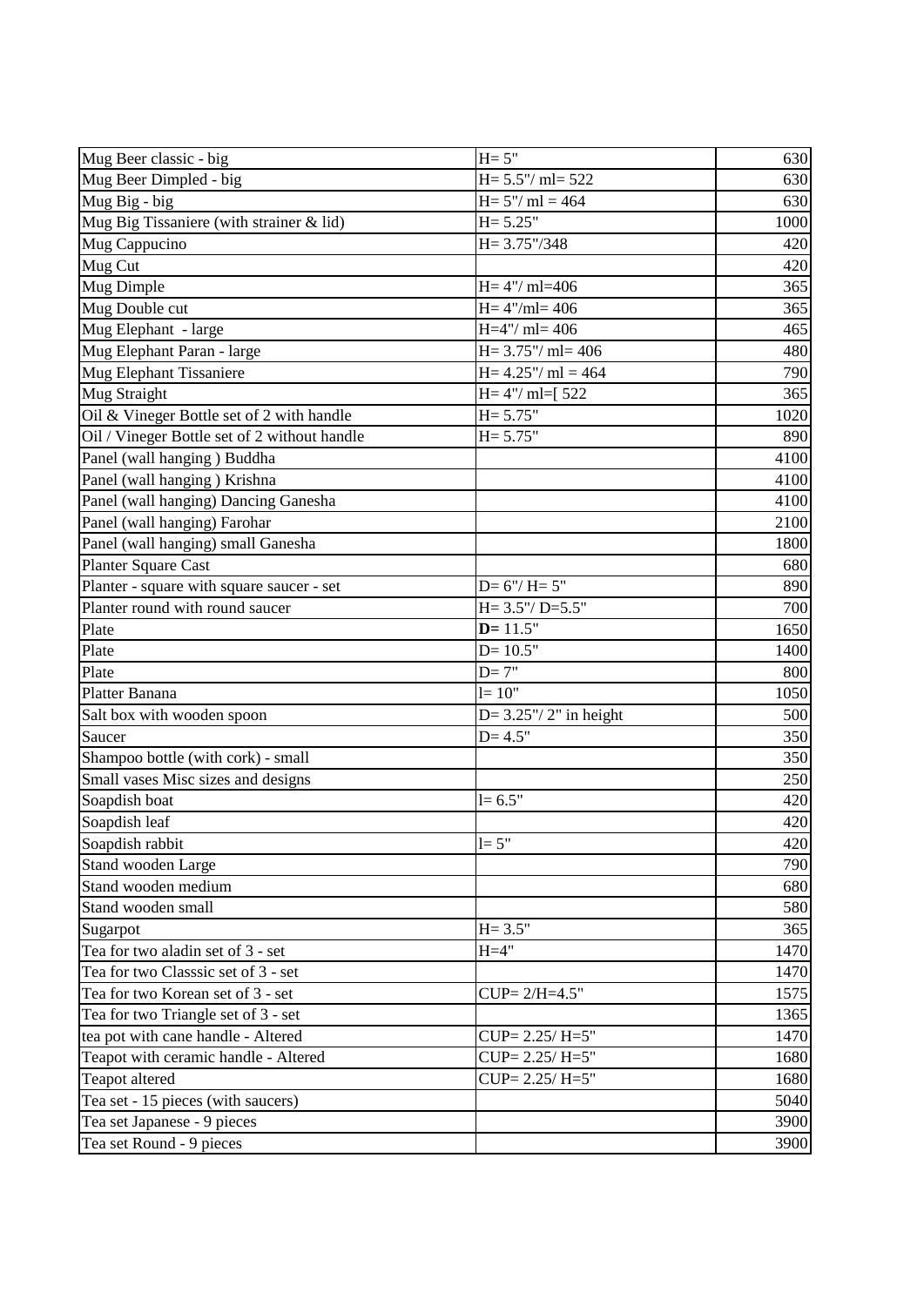| | | |
|---|---|---|
| Mug Beer classic - big | H= 5" | 630 |
| Mug Beer Dimpled - big | H= 5.5"/ ml= 522 | 630 |
| Mug Big - big | H= 5"/ ml = 464 | 630 |
| Mug Big Tissaniere (with strainer & lid) | H= 5.25" | 1000 |
| Mug Cappucino | H= 3.75"/348 | 420 |
| Mug Cut | | 420 |
| Mug Dimple | H= 4"/ ml=406 | 365 |
| Mug Double cut | H= 4"/ml= 406 | 365 |
| Mug Elephant - large | H=4"/ ml= 406 | 465 |
| Mug Elephant Paran - large | H= 3.75"/ ml= 406 | 480 |
| Mug Elephant Tissaniere | H= 4.25"/ ml = 464 | 790 |
| Mug Straight | H= 4"/ ml=[ 522 | 365 |
| Oil & Vineger Bottle set of 2 with handle | H= 5.75" | 1020 |
| Oil / Vineger Bottle set of 2 without handle | H= 5.75" | 890 |
| Panel (wall hanging ) Buddha | | 4100 |
| Panel (wall hanging ) Krishna | | 4100 |
| Panel (wall hanging) Dancing Ganesha | | 4100 |
| Panel (wall hanging) Farohar | | 2100 |
| Panel (wall hanging) small Ganesha | | 1800 |
| Planter Square Cast | | 680 |
| Planter - square with square saucer - set | D= 6"/ H= 5" | 890 |
| Planter round with round saucer | H= 3.5"/ D=5.5" | 700 |
| Plate | **D=** 11.5" | 1650 |
| Plate | D= 10.5" | 1400 |
| Plate | D= 7" | 800 |
| Platter Banana | l= 10" | 1050 |
| Salt box with wooden spoon | D= 3.25"/ 2" in height | 500 |
| Saucer | D= 4.5" | 350 |
| Shampoo bottle (with cork) - small | | 350 |
| Small vases Misc sizes and designs | | 250 |
| Soapdish boat | l= 6.5" | 420 |
| Soapdish leaf | | 420 |
| Soapdish rabbit | l= 5" | 420 |
| Stand wooden Large | | 790 |
| Stand wooden medium | | 680 |
| Stand wooden small | | 580 |
| Sugarpot | H= 3.5" | 365 |
| Tea for two aladin set of 3 - set | H=4" | 1470 |
| Tea for two Classsic set of 3 - set | | 1470 |
| Tea for two Korean set of 3 - set | CUP= 2/H=4.5" | 1575 |
| Tea for two Triangle set of 3 - set | | 1365 |
| tea pot with cane handle - Altered | CUP= 2.25/ H=5" | 1470 |
| Teapot with ceramic handle - Altered | CUP= 2.25/ H=5" | 1680 |
| Teapot altered | CUP= 2.25/ H=5" | 1680 |
| Tea set - 15 pieces (with saucers) | | 5040 |
| Tea set Japanese - 9 pieces | | 3900 |
| Tea set Round - 9 pieces | | 3900 |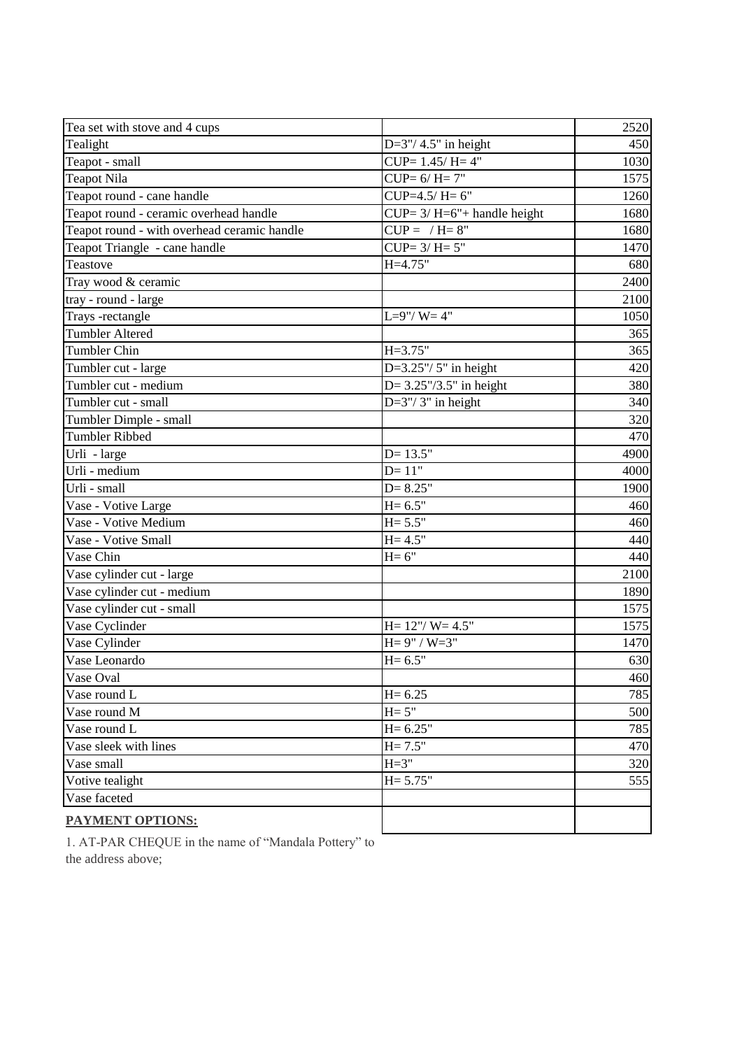| | | |
|---|---|---|
| Tea set with stove and 4 cups | | 2520 |
| Tealight | D=3"/ 4.5" in height | 450 |
| Teapot - small | CUP= 1.45/ H= 4" | 1030 |
| Teapot Nila | CUP= 6/ H= 7" | 1575 |
| Teapot round - cane handle | CUP=4.5/ H= 6" | 1260 |
| Teapot round - ceramic overhead handle | CUP= 3/ H=6"+ handle height | 1680 |
| Teapot round - with overhead ceramic handle | CUP = / H= 8" | 1680 |
| Teapot Triangle - cane handle | CUP= 3/ H= 5" | 1470 |
| Teastove | H=4.75" | 680 |
| Tray wood & ceramic | | 2400 |
| tray - round - large | | 2100 |
| Trays -rectangle | L=9"/ W= 4" | 1050 |
| Tumbler Altered | | 365 |
| Tumbler Chin | H=3.75" | 365 |
| Tumbler cut - large | D=3.25"/ 5" in height | 420 |
| Tumbler cut - medium | D= 3.25"/3.5" in height | 380 |
| Tumbler cut - small | D=3"/ 3" in height | 340 |
| Tumbler Dimple - small | | 320 |
| Tumbler Ribbed | | 470 |
| Urli - large | D= 13.5" | 4900 |
| Urli - medium | D= 11" | 4000 |
| Urli - small | D= 8.25" | 1900 |
| Vase - Votive Large | H= 6.5" | 460 |
| Vase - Votive Medium | H= 5.5" | 460 |
| Vase - Votive Small | H= 4.5" | 440 |
| Vase Chin | H= 6" | 440 |
| Vase cylinder cut - large | | 2100 |
| Vase cylinder cut - medium | | 1890 |
| Vase cylinder cut - small | | 1575 |
| Vase Cyclinder | H= 12"/ W= 4.5" | 1575 |
| Vase Cylinder | H= 9" / W=3" | 1470 |
| Vase Leonardo | H= 6.5" | 630 |
| Vase Oval | | 460 |
| Vase round L | H= 6.25 | 785 |
| Vase round M | H= 5" | 500 |
| Vase round L | H= 6.25" | 785 |
| Vase sleek with lines | H= 7.5" | 470 |
| Vase small | H=3" | 320 |
| Votive tealight | H= 5.75" | 555 |
| Vase faceted | | |

**PAYMENT OPTIONS:**

1. AT-PAR CHEQUE in the name of "Mandala Pottery" to the address above;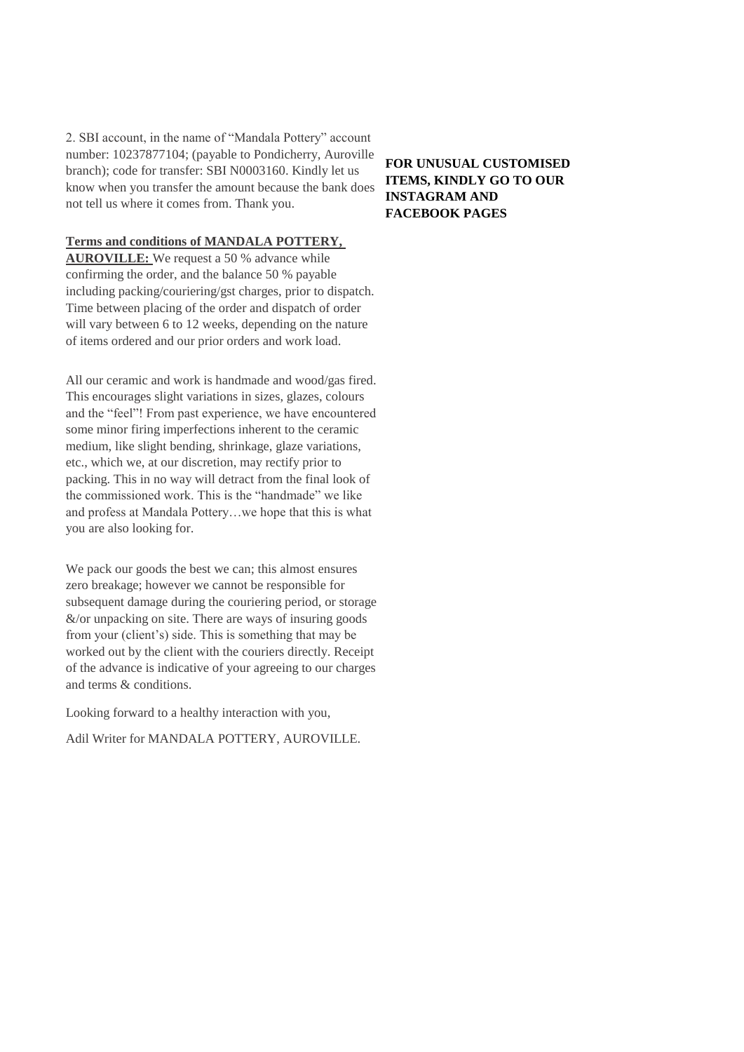2. SBI account, in the name of "Mandala Pottery" account number: 10237877104; (payable to Pondicherry, Auroville branch); code for transfer: SBI N0003160. Kindly let us know when you transfer the amount because the bank does not tell us where it comes from. Thank you.

**FOR UNUSUAL CUSTOMISED ITEMS, KINDLY GO TO OUR INSTAGRAM AND FACEBOOK PAGES**

**Terms and conditions of MANDALA POTTERY, AUROVILLE:** We request a 50 % advance while confirming the order, and the balance 50 % payable including packing/couriering/gst charges, prior to dispatch. Time between placing of the order and dispatch of order will vary between 6 to 12 weeks, depending on the nature of items ordered and our prior orders and work load.

All our ceramic and work is handmade and wood/gas fired. This encourages slight variations in sizes, glazes, colours and the "feel"! From past experience, we have encountered some minor firing imperfections inherent to the ceramic medium, like slight bending, shrinkage, glaze variations, etc., which we, at our discretion, may rectify prior to packing. This in no way will detract from the final look of the commissioned work. This is the "handmade" we like and profess at Mandala Pottery…we hope that this is what you are also looking for.

We pack our goods the best we can; this almost ensures zero breakage; however we cannot be responsible for subsequent damage during the couriering period, or storage &/or unpacking on site. There are ways of insuring goods from your (client's) side. This is something that may be worked out by the client with the couriers directly. Receipt of the advance is indicative of your agreeing to our charges and terms & conditions.

Looking forward to a healthy interaction with you,

Adil Writer for MANDALA POTTERY, AUROVILLE.